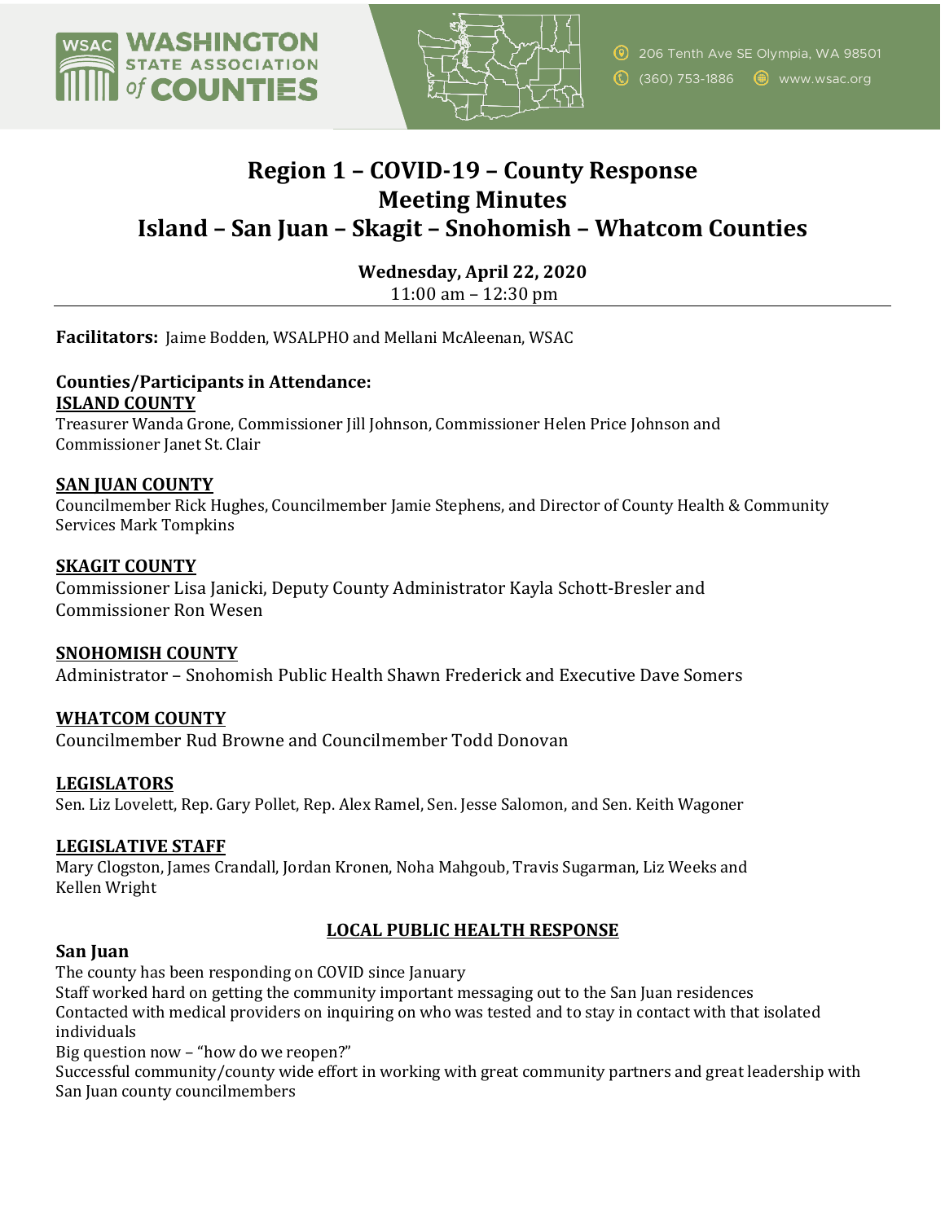# Region 1 – COVID-19 – County Response
# Meeting Minutes
# Island – San Juan – Skagit – Snohomish – Whatcom Counties

**Wednesday, April 22, 2020**
11:00 am – 12:30 pm

---

**Facilitators:** Jaime Bodden, WSALPHO and Mellani McAleenan, WSAC

### Counties/Participants in Attendance:

**ISLAND COUNTY**
Treasurer Wanda Grone, Commissioner Jill Johnson, Commissioner Helen Price Johnson and Commissioner Janet St. Clair

**SAN JUAN COUNTY**
Councilmember Rick Hughes, Councilmember Jamie Stephens, and Director of County Health & Community Services Mark Tompkins

**SKAGIT COUNTY**
Commissioner Lisa Janicki, Deputy County Administrator Kayla Schott-Bresler and Commissioner Ron Wesen

**SNOHOMISH COUNTY**
Administrator – Snohomish Public Health Shawn Frederick and Executive Dave Somers

**WHATCOM COUNTY**
Councilmember Rud Browne and Councilmember Todd Donovan

**LEGISLATORS**
Sen. Liz Lovelett, Rep. Gary Pollet, Rep. Alex Ramel, Sen. Jesse Salomon, and Sen. Keith Wagoner

**LEGISLATIVE STAFF**
Mary Clogston, James Crandall, Jordan Kronen, Noha Mahgoub, Travis Sugarman, Liz Weeks and Kellen Wright

## LOCAL PUBLIC HEALTH RESPONSE

**San Juan**
The county has been responding on COVID since January
Staff worked hard on getting the community important messaging out to the San Juan residences
Contacted with medical providers on inquiring on who was tested and to stay in contact with that isolated individuals
Big question now – "how do we reopen?"
Successful community/county wide effort in working with great community partners and great leadership with San Juan county councilmembers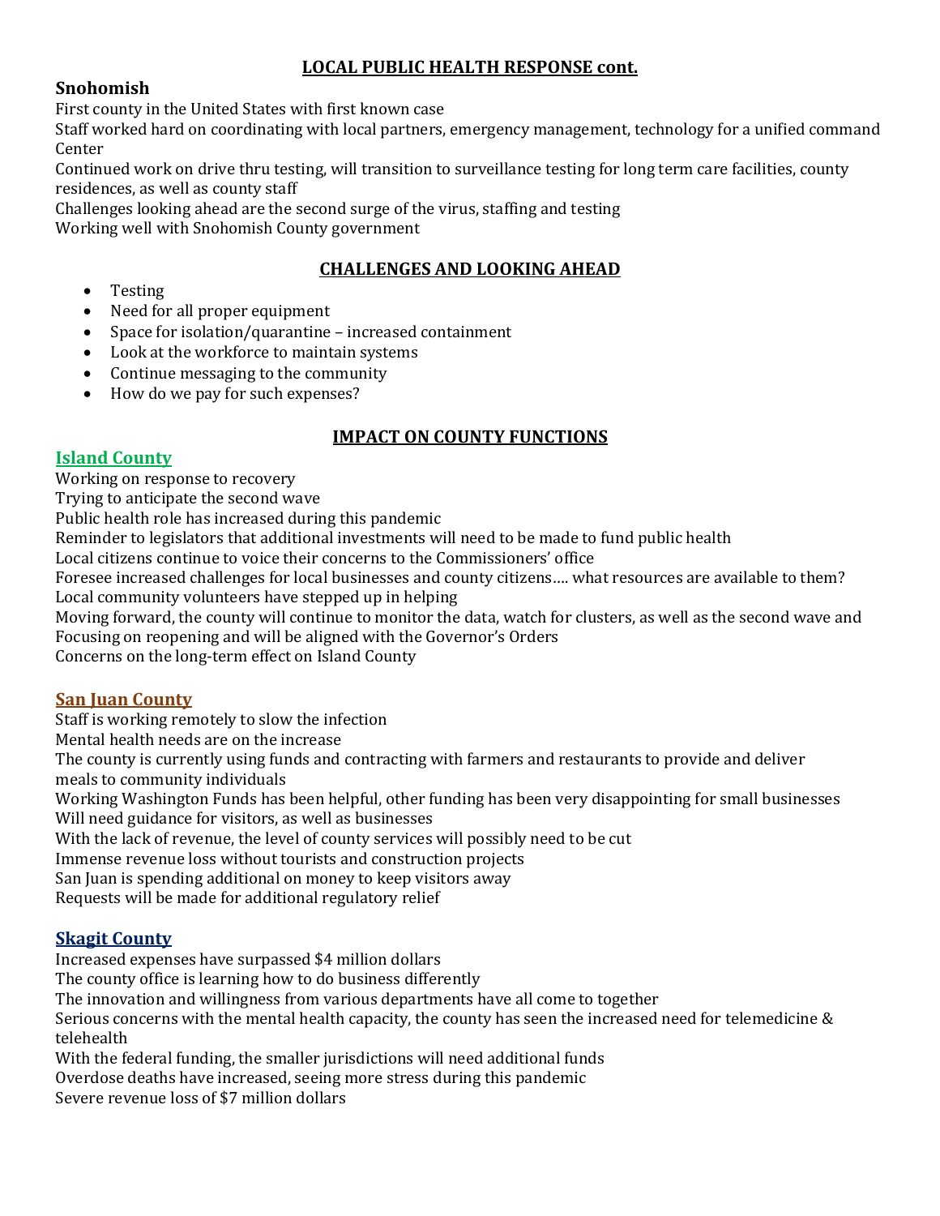## LOCAL PUBLIC HEALTH RESPONSE cont.

### Snohomish

First county in the United States with first known case

Staff worked hard on coordinating with local partners, emergency management, technology for a unified command Center

Continued work on drive thru testing, will transition to surveillance testing for long term care facilities, county residences, as well as county staff

Challenges looking ahead are the second surge of the virus, staffing and testing

Working well with Snohomish County government

## CHALLENGES AND LOOKING AHEAD

- Testing
- Need for all proper equipment
- Space for isolation/quarantine – increased containment
- Look at the workforce to maintain systems
- Continue messaging to the community
- How do we pay for such expenses?

## IMPACT ON COUNTY FUNCTIONS

### Island County

Working on response to recovery

Trying to anticipate the second wave

Public health role has increased during this pandemic

Reminder to legislators that additional investments will need to be made to fund public health

Local citizens continue to voice their concerns to the Commissioners' office

Foresee increased challenges for local businesses and county citizens…. what resources are available to them?

Local community volunteers have stepped up in helping

Moving forward, the county will continue to monitor the data, watch for clusters, as well as the second wave and

Focusing on reopening and will be aligned with the Governor's Orders

Concerns on the long-term effect on Island County

### San Juan County

Staff is working remotely to slow the infection

Mental health needs are on the increase

The county is currently using funds and contracting with farmers and restaurants to provide and deliver meals to community individuals

Working Washington Funds has been helpful, other funding has been very disappointing for small businesses

Will need guidance for visitors, as well as businesses

With the lack of revenue, the level of county services will possibly need to be cut

Immense revenue loss without tourists and construction projects

San Juan is spending additional on money to keep visitors away

Requests will be made for additional regulatory relief

### Skagit County

Increased expenses have surpassed $4 million dollars

The county office is learning how to do business differently

The innovation and willingness from various departments have all come to together

Serious concerns with the mental health capacity, the county has seen the increased need for telemedicine & telehealth

With the federal funding, the smaller jurisdictions will need additional funds

Overdose deaths have increased, seeing more stress during this pandemic

Severe revenue loss of $7 million dollars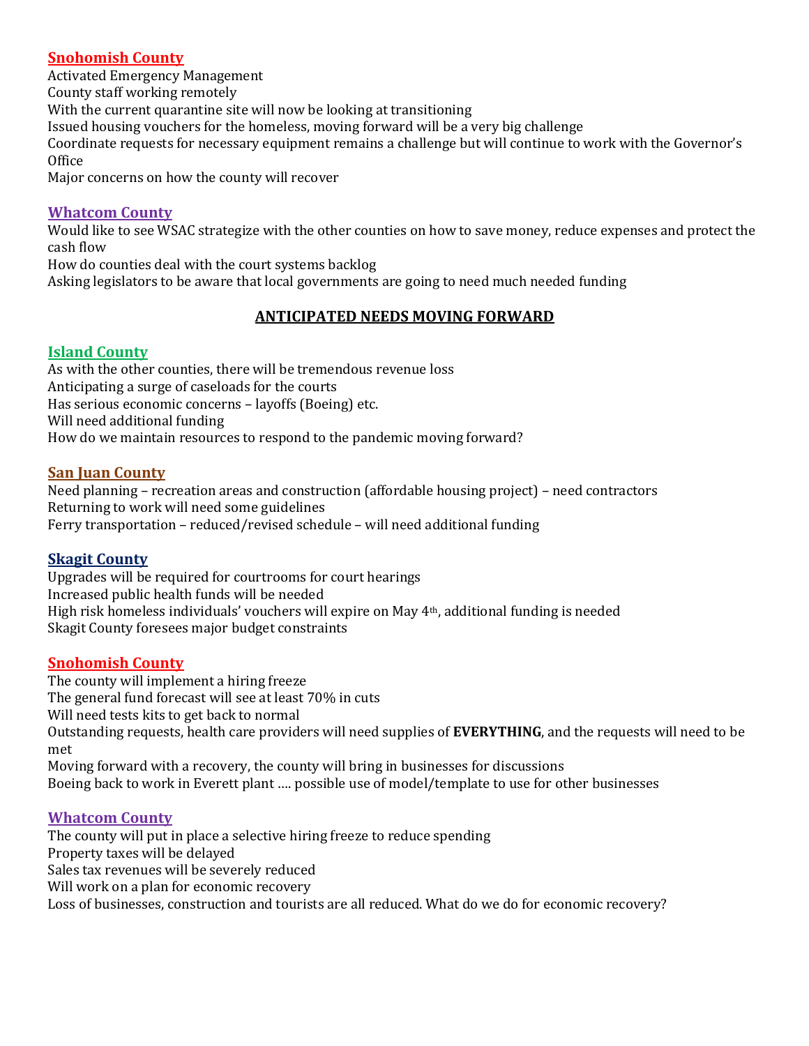### Snohomish County

Activated Emergency Management
County staff working remotely
With the current quarantine site will now be looking at transitioning
Issued housing vouchers for the homeless, moving forward will be a very big challenge
Coordinate requests for necessary equipment remains a challenge but will continue to work with the Governor's Office
Major concerns on how the county will recover

### Whatcom County

Would like to see WSAC strategize with the other counties on how to save money, reduce expenses and protect the cash flow
How do counties deal with the court systems backlog
Asking legislators to be aware that local governments are going to need much needed funding

## ANTICIPATED NEEDS MOVING FORWARD

### Island County

As with the other counties, there will be tremendous revenue loss
Anticipating a surge of caseloads for the courts
Has serious economic concerns – layoffs (Boeing) etc.
Will need additional funding
How do we maintain resources to respond to the pandemic moving forward?

### San Juan County

Need planning – recreation areas and construction (affordable housing project) – need contractors
Returning to work will need some guidelines
Ferry transportation – reduced/revised schedule – will need additional funding

### Skagit County

Upgrades will be required for courtrooms for court hearings
Increased public health funds will be needed
High risk homeless individuals' vouchers will expire on May 4th, additional funding is needed
Skagit County foresees major budget constraints

### Snohomish County

The county will implement a hiring freeze
The general fund forecast will see at least 70% in cuts
Will need tests kits to get back to normal
Outstanding requests, health care providers will need supplies of **EVERYTHING**, and the requests will need to be met
Moving forward with a recovery, the county will bring in businesses for discussions
Boeing back to work in Everett plant …. possible use of model/template to use for other businesses

### Whatcom County

The county will put in place a selective hiring freeze to reduce spending
Property taxes will be delayed
Sales tax revenues will be severely reduced
Will work on a plan for economic recovery
Loss of businesses, construction and tourists are all reduced. What do we do for economic recovery?